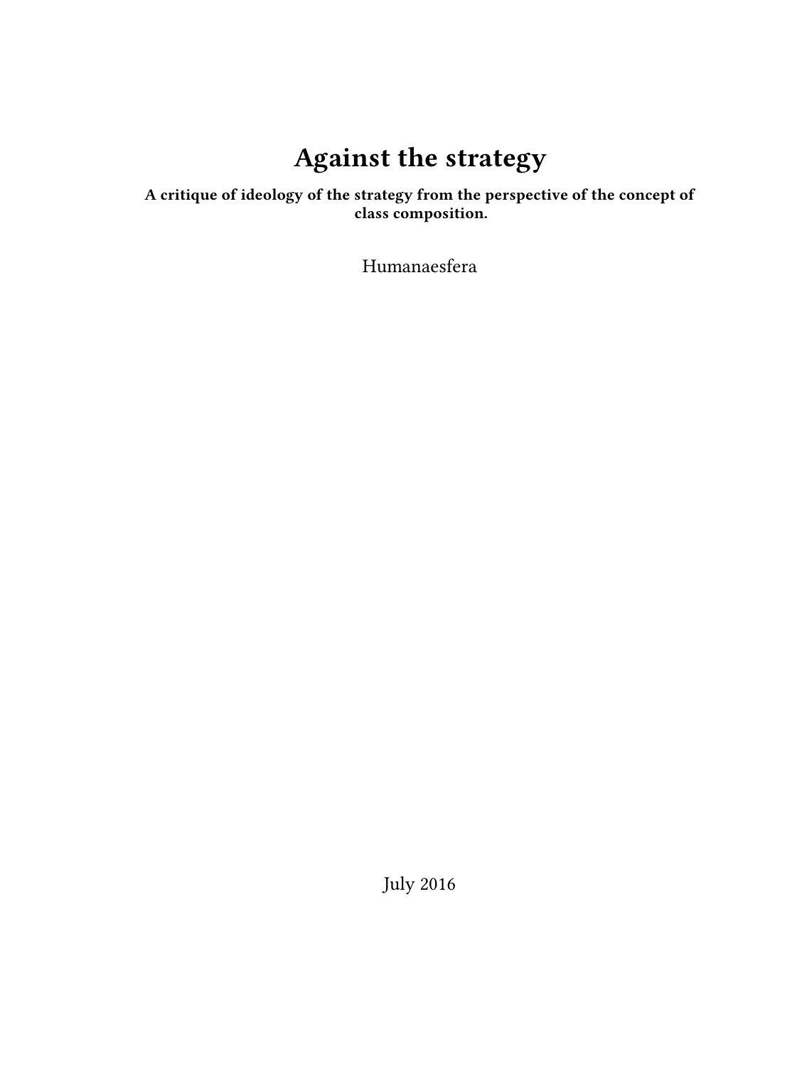# Against the strategy

**A critique of ideology of the strategy from the perspective of the concept of class composition.**

Humanaesfera

July 2016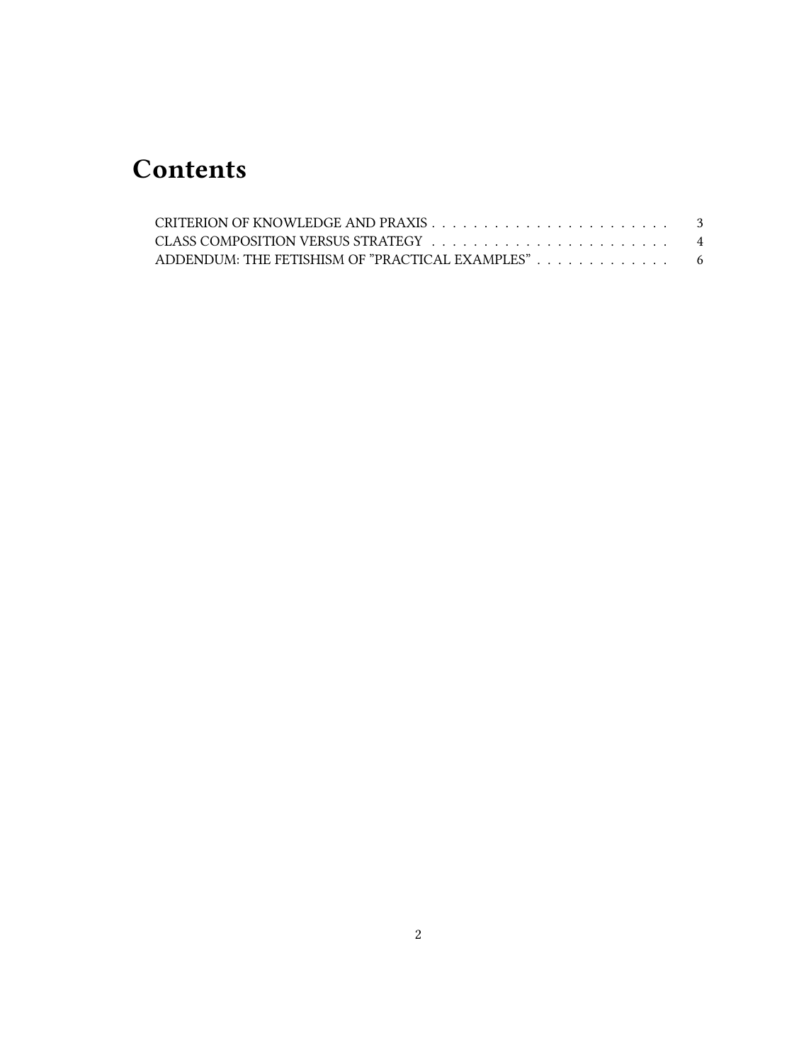# Contents

CRITERION OF KNOWLEDGE AND PRAXIS . . . . . . . . . . . . . . . . . . . . . . . 3
CLASS COMPOSITION VERSUS STRATEGY . . . . . . . . . . . . . . . . . . . . . . . 4
ADDENDUM: THE FETISHISM OF "PRACTICAL EXAMPLES" . . . . . . . . . . . . . 6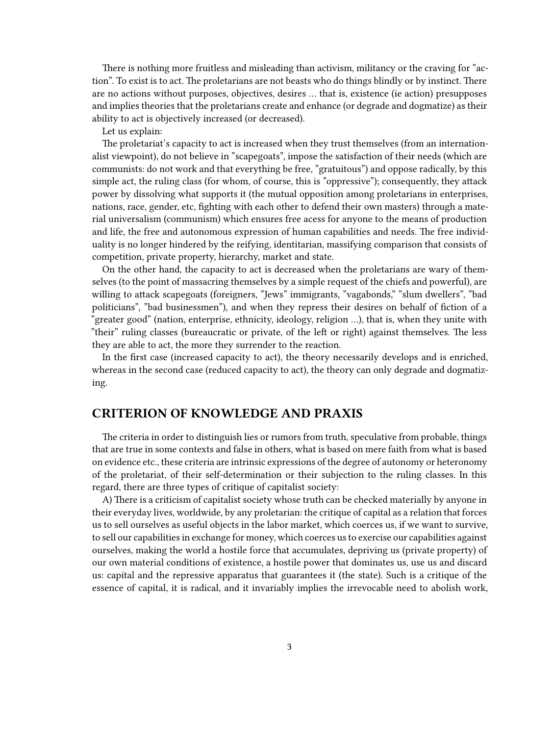There is nothing more fruitless and misleading than activism, militancy or the craving for "action". To exist is to act. The proletarians are not beasts who do things blindly or by instinct. There are no actions without purposes, objectives, desires … that is, existence (ie action) presupposes and implies theories that the proletarians create and enhance (or degrade and dogmatize) as their ability to act is objectively increased (or decreased).

Let us explain:

The proletariat's capacity to act is increased when they trust themselves (from an internationalist viewpoint), do not believe in "scapegoats", impose the satisfaction of their needs (which are communists: do not work and that everything be free, "gratuitous") and oppose radically, by this simple act, the ruling class (for whom, of course, this is "oppressive"); consequently, they attack power by dissolving what supports it (the mutual opposition among proletarians in enterprises, nations, race, gender, etc, fighting with each other to defend their own masters) through a material universalism (communism) which ensures free acess for anyone to the means of production and life, the free and autonomous expression of human capabilities and needs. The free individuality is no longer hindered by the reifying, identitarian, massifying comparison that consists of competition, private property, hierarchy, market and state.

On the other hand, the capacity to act is decreased when the proletarians are wary of themselves (to the point of massacring themselves by a simple request of the chiefs and powerful), are willing to attack scapegoats (foreigners, "Jews" immigrants, "vagabonds," "slum dwellers", "bad politicians", "bad businessmen"), and when they repress their desires on behalf of fiction of a "greater good" (nation, enterprise, ethnicity, ideology, religion …), that is, when they unite with "their" ruling classes (bureaucratic or private, of the left or right) against themselves. The less they are able to act, the more they surrender to the reaction.

In the first case (increased capacity to act), the theory necessarily develops and is enriched, whereas in the second case (reduced capacity to act), the theory can only degrade and dogmatizing.

## CRITERION OF KNOWLEDGE AND PRAXIS

The criteria in order to distinguish lies or rumors from truth, speculative from probable, things that are true in some contexts and false in others, what is based on mere faith from what is based on evidence etc., these criteria are intrinsic expressions of the degree of autonomy or heteronomy of the proletariat, of their self-determination or their subjection to the ruling classes. In this regard, there are three types of critique of capitalist society:

A) There is a criticism of capitalist society whose truth can be checked materially by anyone in their everyday lives, worldwide, by any proletarian: the critique of capital as a relation that forces us to sell ourselves as useful objects in the labor market, which coerces us, if we want to survive, to sell our capabilities in exchange for money, which coerces us to exercise our capabilities against ourselves, making the world a hostile force that accumulates, depriving us (private property) of our own material conditions of existence, a hostile power that dominates us, use us and discard us: capital and the repressive apparatus that guarantees it (the state). Such is a critique of the essence of capital, it is radical, and it invariably implies the irrevocable need to abolish work,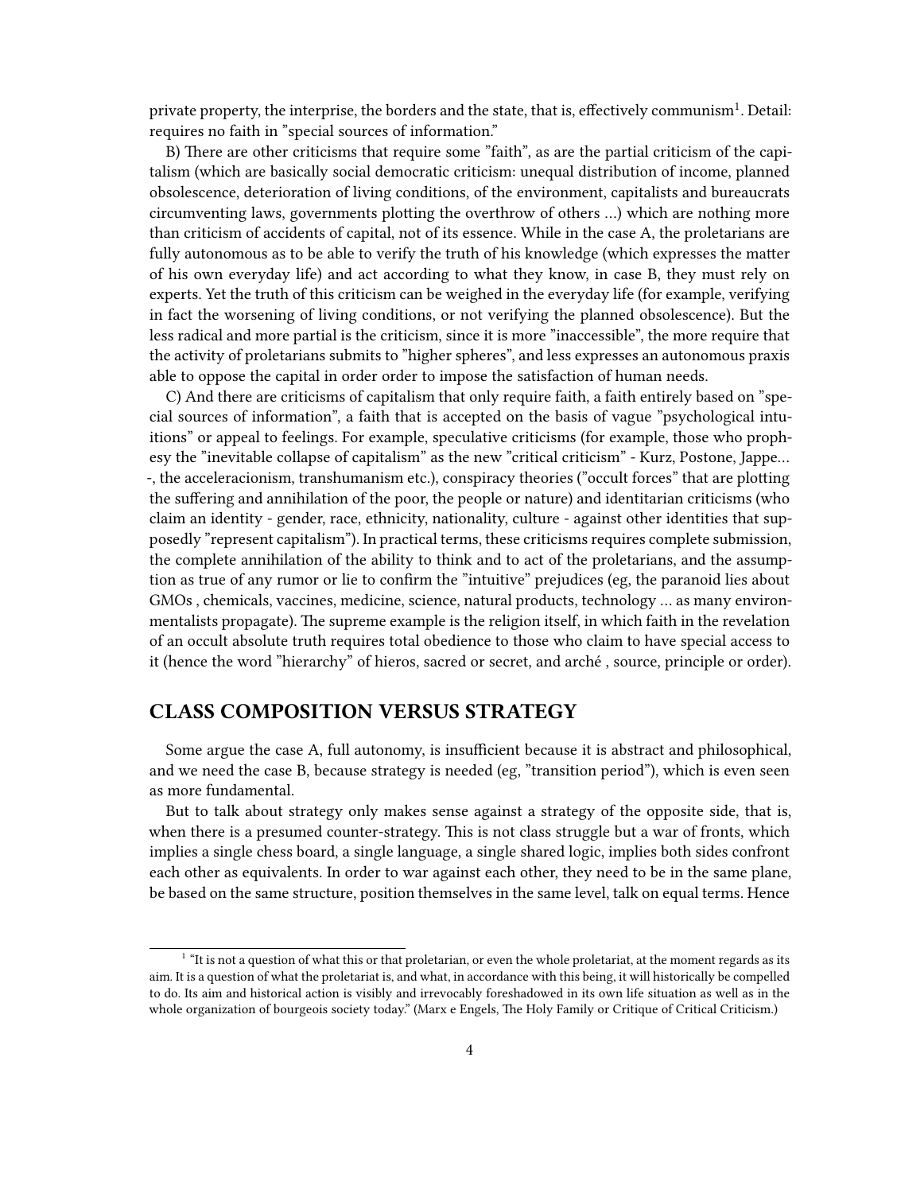private property, the interprise, the borders and the state, that is, effectively communism[1]. Detail: requires no faith in "special sources of information."

B) There are other criticisms that require some "faith", as are the partial criticism of the capitalism (which are basically social democratic criticism: unequal distribution of income, planned obsolescence, deterioration of living conditions, of the environment, capitalists and bureaucrats circumventing laws, governments plotting the overthrow of others …) which are nothing more than criticism of accidents of capital, not of its essence. While in the case A, the proletarians are fully autonomous as to be able to verify the truth of his knowledge (which expresses the matter of his own everyday life) and act according to what they know, in case B, they must rely on experts. Yet the truth of this criticism can be weighed in the everyday life (for example, verifying in fact the worsening of living conditions, or not verifying the planned obsolescence). But the less radical and more partial is the criticism, since it is more "inaccessible", the more require that the activity of proletarians submits to "higher spheres", and less expresses an autonomous praxis able to oppose the capital in order order to impose the satisfaction of human needs.

C) And there are criticisms of capitalism that only require faith, a faith entirely based on "special sources of information", a faith that is accepted on the basis of vague "psychological intuitions" or appeal to feelings. For example, speculative criticisms (for example, those who prophesy the "inevitable collapse of capitalism" as the new "critical criticism" - Kurz, Postone, Jappe… -, the acceleracionism, transhumanism etc.), conspiracy theories ("occult forces" that are plotting the suffering and annihilation of the poor, the people or nature) and identitarian criticisms (who claim an identity - gender, race, ethnicity, nationality, culture - against other identities that supposedly "represent capitalism"). In practical terms, these criticisms requires complete submission, the complete annihilation of the ability to think and to act of the proletarians, and the assumption as true of any rumor or lie to confirm the "intuitive" prejudices (eg, the paranoid lies about GMOs , chemicals, vaccines, medicine, science, natural products, technology … as many environmentalists propagate). The supreme example is the religion itself, in which faith in the revelation of an occult absolute truth requires total obedience to those who claim to have special access to it (hence the word "hierarchy" of hieros, sacred or secret, and arché , source, principle or order).

## CLASS COMPOSITION VERSUS STRATEGY

Some argue the case A, full autonomy, is insufficient because it is abstract and philosophical, and we need the case B, because strategy is needed (eg, "transition period"), which is even seen as more fundamental.

But to talk about strategy only makes sense against a strategy of the opposite side, that is, when there is a presumed counter-strategy. This is not class struggle but a war of fronts, which implies a single chess board, a single language, a single shared logic, implies both sides confront each other as equivalents. In order to war against each other, they need to be in the same plane, be based on the same structure, position themselves in the same level, talk on equal terms. Hence

[1] "It is not a question of what this or that proletarian, or even the whole proletariat, at the moment regards as its aim. It is a question of what the proletariat is, and what, in accordance with this being, it will historically be compelled to do. Its aim and historical action is visibly and irrevocably foreshadowed in its own life situation as well as in the whole organization of bourgeois society today." (Marx e Engels, The Holy Family or Critique of Critical Criticism.)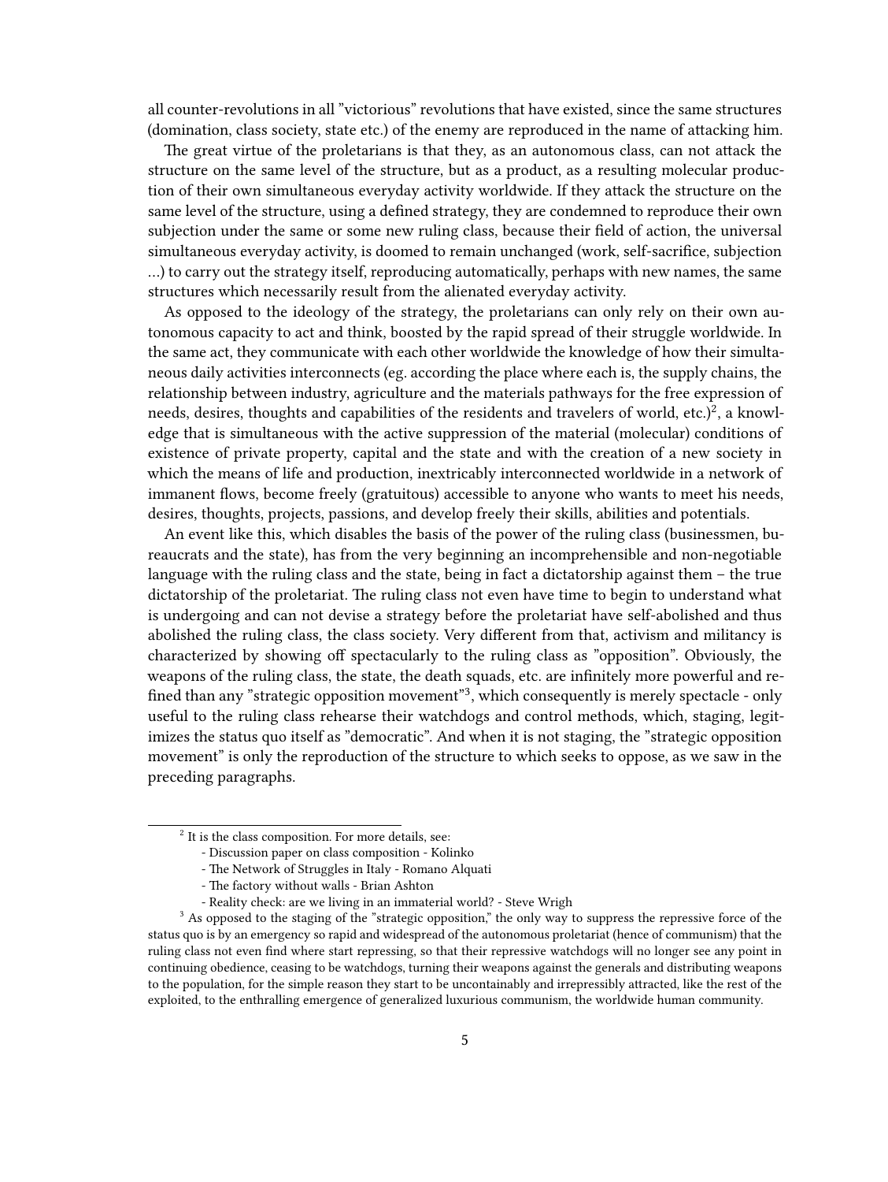all counter-revolutions in all "victorious" revolutions that have existed, since the same structures (domination, class society, state etc.) of the enemy are reproduced in the name of attacking him.

The great virtue of the proletarians is that they, as an autonomous class, can not attack the structure on the same level of the structure, but as a product, as a resulting molecular production of their own simultaneous everyday activity worldwide. If they attack the structure on the same level of the structure, using a defined strategy, they are condemned to reproduce their own subjection under the same or some new ruling class, because their field of action, the universal simultaneous everyday activity, is doomed to remain unchanged (work, self-sacrifice, subjection …) to carry out the strategy itself, reproducing automatically, perhaps with new names, the same structures which necessarily result from the alienated everyday activity.

As opposed to the ideology of the strategy, the proletarians can only rely on their own autonomous capacity to act and think, boosted by the rapid spread of their struggle worldwide. In the same act, they communicate with each other worldwide the knowledge of how their simultaneous daily activities interconnects (eg. according the place where each is, the supply chains, the relationship between industry, agriculture and the materials pathways for the free expression of needs, desires, thoughts and capabilities of the residents and travelers of world, etc.)[2], a knowledge that is simultaneous with the active suppression of the material (molecular) conditions of existence of private property, capital and the state and with the creation of a new society in which the means of life and production, inextricably interconnected worldwide in a network of immanent flows, become freely (gratuitous) accessible to anyone who wants to meet his needs, desires, thoughts, projects, passions, and develop freely their skills, abilities and potentials.

An event like this, which disables the basis of the power of the ruling class (businessmen, bureaucrats and the state), has from the very beginning an incomprehensible and non-negotiable language with the ruling class and the state, being in fact a dictatorship against them – the true dictatorship of the proletariat. The ruling class not even have time to begin to understand what is undergoing and can not devise a strategy before the proletariat have self-abolished and thus abolished the ruling class, the class society. Very different from that, activism and militancy is characterized by showing off spectacularly to the ruling class as "opposition". Obviously, the weapons of the ruling class, the state, the death squads, etc. are infinitely more powerful and refined than any "strategic opposition movement"[3], which consequently is merely spectacle - only useful to the ruling class rehearse their watchdogs and control methods, which, staging, legitimizes the status quo itself as "democratic". And when it is not staging, the "strategic opposition movement" is only the reproduction of the structure to which seeks to oppose, as we saw in the preceding paragraphs.

---

[2] It is the class composition. For more details, see:

- Discussion paper on class composition - Kolinko
- The Network of Struggles in Italy - Romano Alquati
- The factory without walls - Brian Ashton
- Reality check: are we living in an immaterial world? - Steve Wrigh

[3] As opposed to the staging of the "strategic opposition," the only way to suppress the repressive force of the status quo is by an emergency so rapid and widespread of the autonomous proletariat (hence of communism) that the ruling class not even find where start repressing, so that their repressive watchdogs will no longer see any point in continuing obedience, ceasing to be watchdogs, turning their weapons against the generals and distributing weapons to the population, for the simple reason they start to be uncontainably and irrepressibly attracted, like the rest of the exploited, to the enthralling emergence of generalized luxurious communism, the worldwide human community.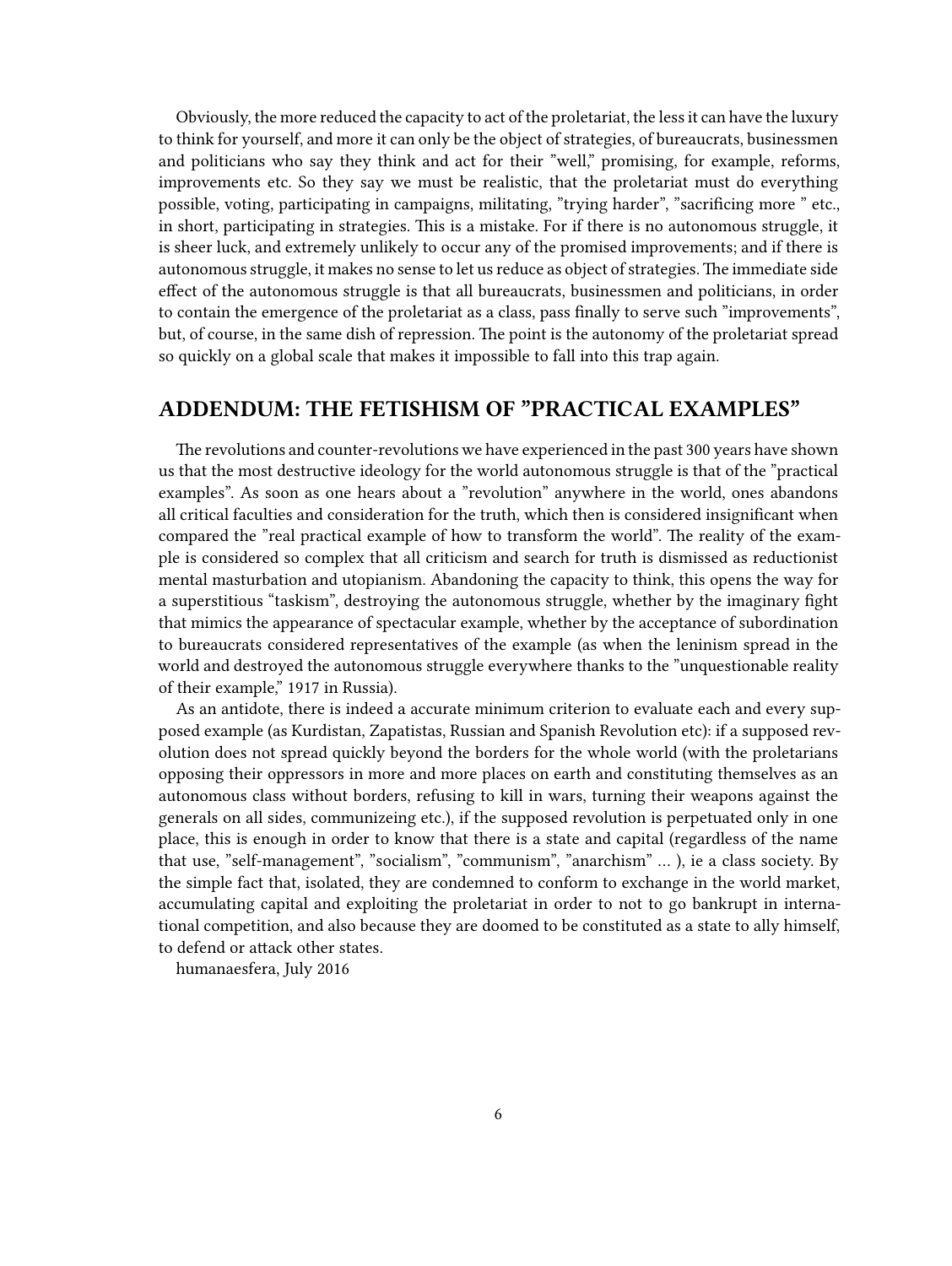Obviously, the more reduced the capacity to act of the proletariat, the less it can have the luxury to think for yourself, and more it can only be the object of strategies, of bureaucrats, businessmen and politicians who say they think and act for their "well," promising, for example, reforms, improvements etc. So they say we must be realistic, that the proletariat must do everything possible, voting, participating in campaigns, militating, "trying harder", "sacrificing more " etc., in short, participating in strategies. This is a mistake. For if there is no autonomous struggle, it is sheer luck, and extremely unlikely to occur any of the promised improvements; and if there is autonomous struggle, it makes no sense to let us reduce as object of strategies. The immediate side effect of the autonomous struggle is that all bureaucrats, businessmen and politicians, in order to contain the emergence of the proletariat as a class, pass finally to serve such "improvements", but, of course, in the same dish of repression. The point is the autonomy of the proletariat spread so quickly on a global scale that makes it impossible to fall into this trap again.

## ADDENDUM: THE FETISHISM OF "PRACTICAL EXAMPLES"

The revolutions and counter-revolutions we have experienced in the past 300 years have shown us that the most destructive ideology for the world autonomous struggle is that of the "practical examples". As soon as one hears about a "revolution" anywhere in the world, ones abandons all critical faculties and consideration for the truth, which then is considered insignificant when compared the "real practical example of how to transform the world". The reality of the example is considered so complex that all criticism and search for truth is dismissed as reductionist mental masturbation and utopianism. Abandoning the capacity to think, this opens the way for a superstitious "taskism", destroying the autonomous struggle, whether by the imaginary fight that mimics the appearance of spectacular example, whether by the acceptance of subordination to bureaucrats considered representatives of the example (as when the leninism spread in the world and destroyed the autonomous struggle everywhere thanks to the "unquestionable reality of their example," 1917 in Russia).

As an antidote, there is indeed a accurate minimum criterion to evaluate each and every supposed example (as Kurdistan, Zapatistas, Russian and Spanish Revolution etc): if a supposed revolution does not spread quickly beyond the borders for the whole world (with the proletarians opposing their oppressors in more and more places on earth and constituting themselves as an autonomous class without borders, refusing to kill in wars, turning their weapons against the generals on all sides, communizeing etc.), if the supposed revolution is perpetuated only in one place, this is enough in order to know that there is a state and capital (regardless of the name that use, "self-management", "socialism", "communism", "anarchism" … ), ie a class society. By the simple fact that, isolated, they are condemned to conform to exchange in the world market, accumulating capital and exploiting the proletariat in order to not to go bankrupt in international competition, and also because they are doomed to be constituted as a state to ally himself, to defend or attack other states.

humanaesfera, July 2016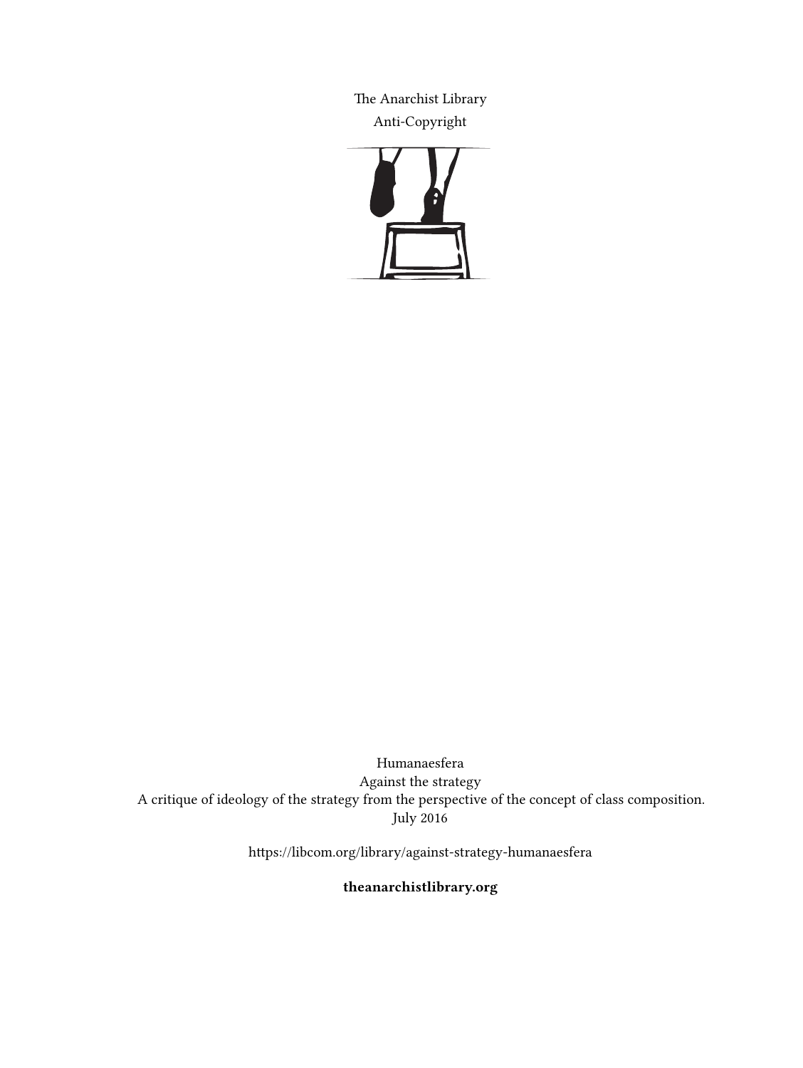The Anarchist Library
Anti-Copyright

Humanaesfera
Against the strategy
A critique of ideology of the strategy from the perspective of the concept of class composition.
July 2016

https://libcom.org/library/against-strategy-humanaesfera

**theanarchistlibrary.org**